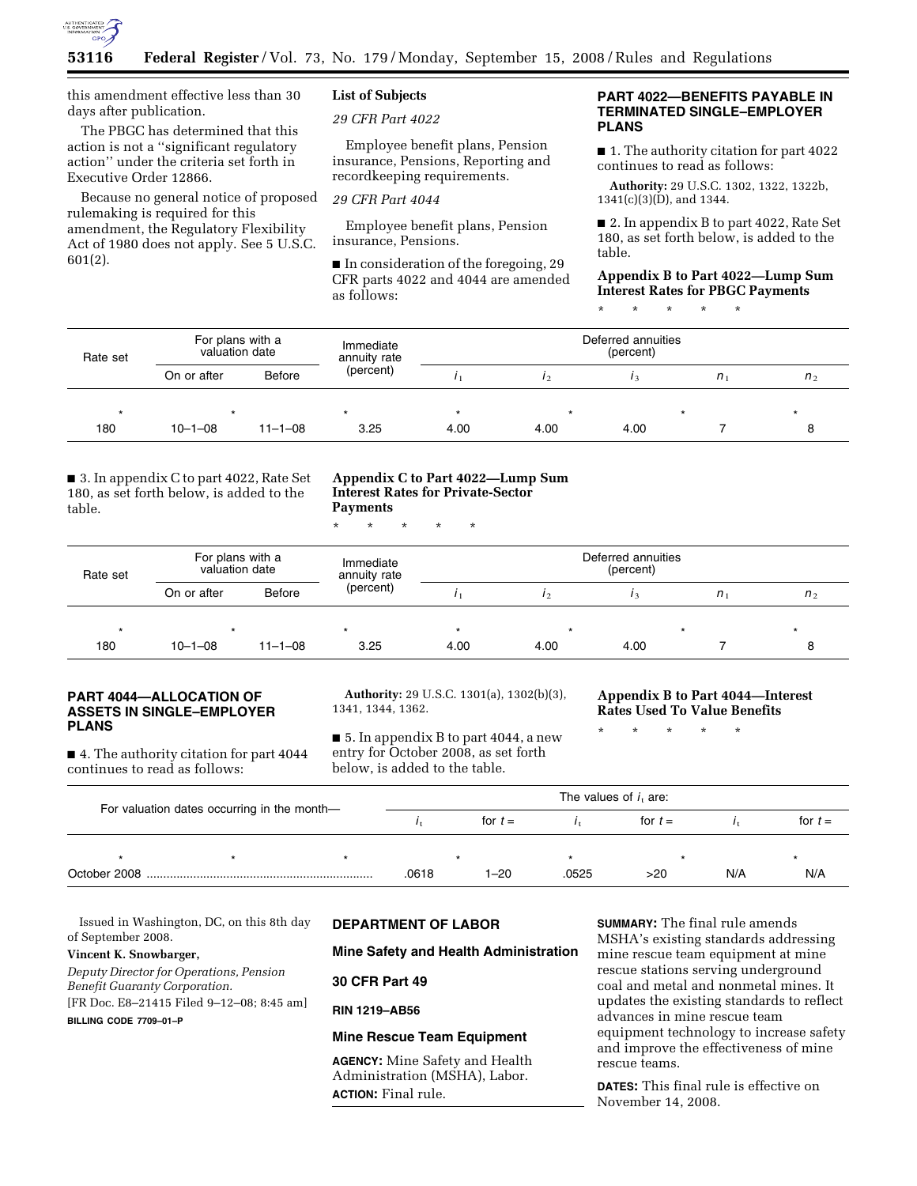this amendment effective less than 30 days after publication.

The PBGC has determined that this action is not a ''significant regulatory action'' under the criteria set forth in Executive Order 12866.

Because no general notice of proposed rulemaking is required for this amendment, the Regulatory Flexibility Act of 1980 does not apply. See 5 U.S.C. 601(2).

**List of Subjects**

*29 CFR Part 4022*

Employee benefit plans, Pension insurance, Pensions, Reporting and recordkeeping requirements.

*29 CFR Part 4044*

Employee benefit plans, Pension insurance, Pensions.

■ In consideration of the foregoing, 29 CFR parts 4022 and 4044 are amended as follows:

## PART 4022—BENEFITS PAYABLE IN TERMINATED SINGLE–EMPLOYER PLANS

■ 1. The authority citation for part 4022 continues to read as follows:

**Authority:** 29 U.S.C. 1302, 1322, 1322b, 1341(c)(3)(D), and 1344.

■ 2. In appendix B to part 4022, Rate Set 180, as set forth below, is added to the table.

**Appendix B to Part 4022—Lump Sum Interest Rates for PBGC Payments**

\* \* \* \* \*

| Rate set | For plans with a valuation date | | Immediate annuity rate (percent) | Deferred annuities (percent) | | | | |
|---|---|---|---|---|---|---|---|---|
| | On or after | Before | | $i_1$ | $i_2$ | $i_3$ | $n_1$ | $n_2$ |
| * | * | | * | * | * | * | | * |
| 180 | 10–1–08 | 11–1–08 | 3.25 | 4.00 | 4.00 | 4.00 | 7 | 8 |

■ 3. In appendix C to part 4022, Rate Set 180, as set forth below, is added to the table.

**Appendix C to Part 4022—Lump Sum Interest Rates for Private-Sector Payments**

\* \* \* \* \*

| Rate set | For plans with a valuation date | | Immediate annuity rate (percent) | Deferred annuities (percent) | | | | |
|---|---|---|---|---|---|---|---|---|
| | On or after | Before | | $i_1$ | $i_2$ | $i_3$ | $n_1$ | $n_2$ |
| * | * | | * | * | * | * | | * |
| 180 | 10–1–08 | 11–1–08 | 3.25 | 4.00 | 4.00 | 4.00 | 7 | 8 |

## PART 4044—ALLOCATION OF ASSETS IN SINGLE–EMPLOYER PLANS

■ 4. The authority citation for part 4044 continues to read as follows:

**Authority:** 29 U.S.C. 1301(a), 1302(b)(3), 1341, 1344, 1362.

■ 5. In appendix B to part 4044, a new entry for October 2008, as set forth below, is added to the table.

**Appendix B to Part 4044—Interest Rates Used To Value Benefits**

\* \* \* \* \*

| For valuation dates occurring in the month— | The values of $i_t$ are: | | | | | |
|---|---|---|---|---|---|---|
| | $i_t$ | for $t$ = | $i_t$ | for $t$ = | $i_t$ | for $t$ = |
| * * * | * | | * | * | | * |
| October 2008 | .0618 | 1–20 | .0525 | >20 | N/A | N/A |

Issued in Washington, DC, on this 8th day of September 2008.

**Vincent K. Snowbarger,**

*Deputy Director for Operations, Pension Benefit Guaranty Corporation.*

[FR Doc. E8–21415 Filed 9–12–08; 8:45 am]

**BILLING CODE 7709–01–P**

## DEPARTMENT OF LABOR

## Mine Safety and Health Administration

## 30 CFR Part 49

## RIN 1219–AB56

## Mine Rescue Team Equipment

**AGENCY:** Mine Safety and Health Administration (MSHA), Labor.

**ACTION:** Final rule.

**SUMMARY:** The final rule amends MSHA's existing standards addressing mine rescue team equipment at mine rescue stations serving underground coal and metal and nonmetal mines. It updates the existing standards to reflect advances in mine rescue team equipment technology to increase safety and improve the effectiveness of mine rescue teams.

**DATES:** This final rule is effective on November 14, 2008.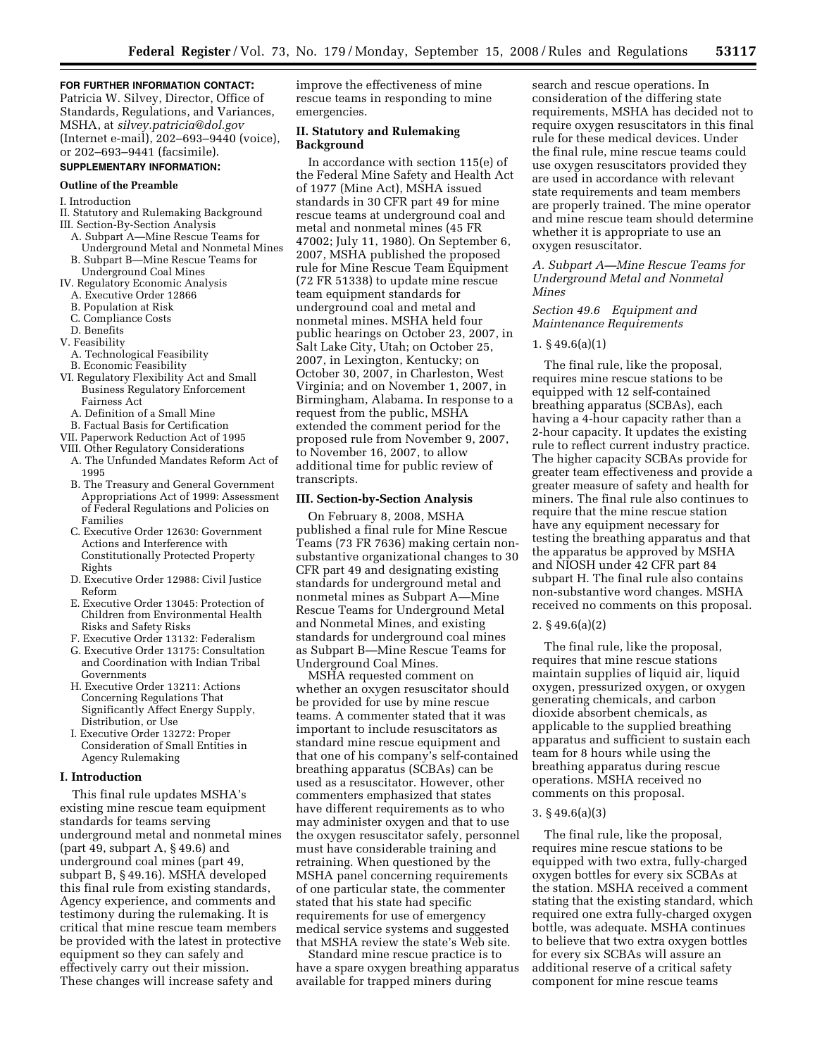**FOR FURTHER INFORMATION CONTACT:** Patricia W. Silvey, Director, Office of Standards, Regulations, and Variances, MSHA, at *silvey.patricia@dol.gov* (Internet e-mail), 202–693–9440 (voice), or 202–693–9441 (facsimile).

**SUPPLEMENTARY INFORMATION:**

**Outline of the Preamble**

I. Introduction
II. Statutory and Rulemaking Background
III. Section-By-Section Analysis
  A. Subpart A—Mine Rescue Teams for Underground Metal and Nonmetal Mines
  B. Subpart B—Mine Rescue Teams for Underground Coal Mines
IV. Regulatory Economic Analysis
  A. Executive Order 12866
  B. Population at Risk
  C. Compliance Costs
  D. Benefits
V. Feasibility
  A. Technological Feasibility
  B. Economic Feasibility
VI. Regulatory Flexibility Act and Small Business Regulatory Enforcement Fairness Act
  A. Definition of a Small Mine
  B. Factual Basis for Certification
VII. Paperwork Reduction Act of 1995
VIII. Other Regulatory Considerations
  A. The Unfunded Mandates Reform Act of 1995
  B. The Treasury and General Government Appropriations Act of 1999: Assessment of Federal Regulations and Policies on Families
  C. Executive Order 12630: Government Actions and Interference with Constitutionally Protected Property Rights
  D. Executive Order 12988: Civil Justice Reform
  E. Executive Order 13045: Protection of Children from Environmental Health Risks and Safety Risks
  F. Executive Order 13132: Federalism
  G. Executive Order 13175: Consultation and Coordination with Indian Tribal Governments
  H. Executive Order 13211: Actions Concerning Regulations That Significantly Affect Energy Supply, Distribution, or Use
  I. Executive Order 13272: Proper Consideration of Small Entities in Agency Rulemaking

## I. Introduction

This final rule updates MSHA's existing mine rescue team equipment standards for teams serving underground metal and nonmetal mines (part 49, subpart A, § 49.6) and underground coal mines (part 49, subpart B, § 49.16). MSHA developed this final rule from existing standards, Agency experience, and comments and testimony during the rulemaking. It is critical that mine rescue team members be provided with the latest in protective equipment so they can safely and effectively carry out their mission. These changes will increase safety and improve the effectiveness of mine rescue teams in responding to mine emergencies.

## II. Statutory and Rulemaking Background

In accordance with section 115(e) of the Federal Mine Safety and Health Act of 1977 (Mine Act), MSHA issued standards in 30 CFR part 49 for mine rescue teams at underground coal and metal and nonmetal mines (45 FR 47002; July 11, 1980). On September 6, 2007, MSHA published the proposed rule for Mine Rescue Team Equipment (72 FR 51338) to update mine rescue team equipment standards for underground coal and metal and nonmetal mines. MSHA held four public hearings on October 23, 2007, in Salt Lake City, Utah; on October 25, 2007, in Lexington, Kentucky; on October 30, 2007, in Charleston, West Virginia; and on November 1, 2007, in Birmingham, Alabama. In response to a request from the public, MSHA extended the comment period for the proposed rule from November 9, 2007, to November 16, 2007, to allow additional time for public review of transcripts.

## III. Section-by-Section Analysis

On February 8, 2008, MSHA published a final rule for Mine Rescue Teams (73 FR 7636) making certain non-substantive organizational changes to 30 CFR part 49 and designating existing standards for underground metal and nonmetal mines as Subpart A—Mine Rescue Teams for Underground Metal and Nonmetal Mines, and existing standards for underground coal mines as Subpart B—Mine Rescue Teams for Underground Coal Mines.

MSHA requested comment on whether an oxygen resuscitator should be provided for use by mine rescue teams. A commenter stated that it was important to include resuscitators as standard mine rescue equipment and that one of his company's self-contained breathing apparatus (SCBAs) can be used as a resuscitator. However, other commenters emphasized that states have different requirements as to who may administer oxygen and that to use the oxygen resuscitator safely, personnel must have considerable training and retraining. When questioned by the MSHA panel concerning requirements of one particular state, the commenter stated that his state had specific requirements for use of emergency medical service systems and suggested that MSHA review the state's Web site.

Standard mine rescue practice is to have a spare oxygen breathing apparatus available for trapped miners during search and rescue operations. In consideration of the differing state requirements, MSHA has decided not to require oxygen resuscitators in this final rule for these medical devices. Under the final rule, mine rescue teams could use oxygen resuscitators provided they are used in accordance with relevant state requirements and team members are properly trained. The mine operator and mine rescue team should determine whether it is appropriate to use an oxygen resuscitator.

### *A. Subpart A—Mine Rescue Teams for Underground Metal and Nonmetal Mines*

#### *Section 49.6 Equipment and Maintenance Requirements*

1. § 49.6(a)(1)

The final rule, like the proposal, requires mine rescue stations to be equipped with 12 self-contained breathing apparatus (SCBAs), each having a 4-hour capacity rather than a 2-hour capacity. It updates the existing rule to reflect current industry practice. The higher capacity SCBAs provide for greater team effectiveness and provide a greater measure of safety and health for miners. The final rule also continues to require that the mine rescue station have any equipment necessary for testing the breathing apparatus and that the apparatus be approved by MSHA and NIOSH under 42 CFR part 84 subpart H. The final rule also contains non-substantive word changes. MSHA received no comments on this proposal.

2. § 49.6(a)(2)

The final rule, like the proposal, requires that mine rescue stations maintain supplies of liquid air, liquid oxygen, pressurized oxygen, or oxygen generating chemicals, and carbon dioxide absorbent chemicals, as applicable to the supplied breathing apparatus and sufficient to sustain each team for 8 hours while using the breathing apparatus during rescue operations. MSHA received no comments on this proposal.

3. § 49.6(a)(3)

The final rule, like the proposal, requires mine rescue stations to be equipped with two extra, fully-charged oxygen bottles for every six SCBAs at the station. MSHA received a comment stating that the existing standard, which required one extra fully-charged oxygen bottle, was adequate. MSHA continues to believe that two extra oxygen bottles for every six SCBAs will assure an additional reserve of a critical safety component for mine rescue teams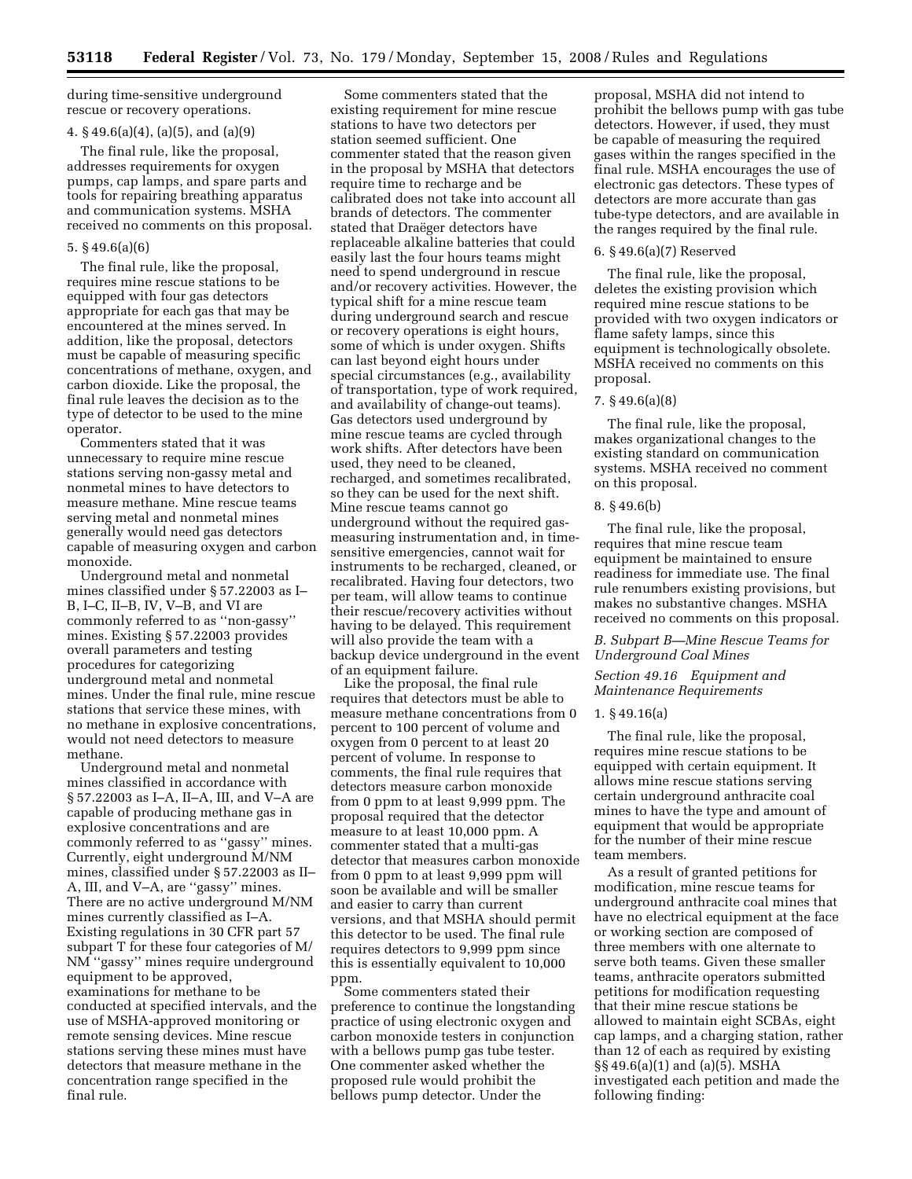during time-sensitive underground rescue or recovery operations.

4. § 49.6(a)(4), (a)(5), and (a)(9)

The final rule, like the proposal, addresses requirements for oxygen pumps, cap lamps, and spare parts and tools for repairing breathing apparatus and communication systems. MSHA received no comments on this proposal.

5. § 49.6(a)(6)

The final rule, like the proposal, requires mine rescue stations to be equipped with four gas detectors appropriate for each gas that may be encountered at the mines served. In addition, like the proposal, detectors must be capable of measuring specific concentrations of methane, oxygen, and carbon dioxide. Like the proposal, the final rule leaves the decision as to the type of detector to be used to the mine operator.

Commenters stated that it was unnecessary to require mine rescue stations serving non-gassy metal and nonmetal mines to have detectors to measure methane. Mine rescue teams serving metal and nonmetal mines generally would need gas detectors capable of measuring oxygen and carbon monoxide.

Underground metal and nonmetal mines classified under § 57.22003 as I–B, I–C, II–B, IV, V–B, and VI are commonly referred to as ''non-gassy'' mines. Existing § 57.22003 provides overall parameters and testing procedures for categorizing underground metal and nonmetal mines. Under the final rule, mine rescue stations that service these mines, with no methane in explosive concentrations, would not need detectors to measure methane.

Underground metal and nonmetal mines classified in accordance with § 57.22003 as I–A, II–A, III, and V–A are capable of producing methane gas in explosive concentrations and are commonly referred to as ''gassy'' mines. Currently, eight underground M/NM mines, classified under § 57.22003 as II–A, III, and V–A, are ''gassy'' mines. There are no active underground M/NM mines currently classified as I–A. Existing regulations in 30 CFR part 57 subpart T for these four categories of M/NM ''gassy'' mines require underground equipment to be approved, examinations for methane to be conducted at specified intervals, and the use of MSHA-approved monitoring or remote sensing devices. Mine rescue stations serving these mines must have detectors that measure methane in the concentration range specified in the final rule.

Some commenters stated that the existing requirement for mine rescue stations to have two detectors per station seemed sufficient. One commenter stated that the reason given in the proposal by MSHA that detectors require time to recharge and be calibrated does not take into account all brands of detectors. The commenter stated that Draëger detectors have replaceable alkaline batteries that could easily last the four hours teams might need to spend underground in rescue and/or recovery activities. However, the typical shift for a mine rescue team during underground search and rescue or recovery operations is eight hours, some of which is under oxygen. Shifts can last beyond eight hours under special circumstances (e.g., availability of transportation, type of work required, and availability of change-out teams). Gas detectors used underground by mine rescue teams are cycled through work shifts. After detectors have been used, they need to be cleaned, recharged, and sometimes recalibrated, so they can be used for the next shift. Mine rescue teams cannot go underground without the required gas-measuring instrumentation and, in time-sensitive emergencies, cannot wait for instruments to be recharged, cleaned, or recalibrated. Having four detectors, two per team, will allow teams to continue their rescue/recovery activities without having to be delayed. This requirement will also provide the team with a backup device underground in the event of an equipment failure.

Like the proposal, the final rule requires that detectors must be able to measure methane concentrations from 0 percent to 100 percent of volume and oxygen from 0 percent to at least 20 percent of volume. In response to comments, the final rule requires that detectors measure carbon monoxide from 0 ppm to at least 9,999 ppm. The proposal required that the detector measure to at least 10,000 ppm. A commenter stated that a multi-gas detector that measures carbon monoxide from 0 ppm to at least 9,999 ppm will soon be available and will be smaller and easier to carry than current versions, and that MSHA should permit this detector to be used. The final rule requires detectors to 9,999 ppm since this is essentially equivalent to 10,000 ppm.

Some commenters stated their preference to continue the longstanding practice of using electronic oxygen and carbon monoxide testers in conjunction with a bellows pump gas tube tester. One commenter asked whether the proposed rule would prohibit the bellows pump detector. Under the proposal, MSHA did not intend to prohibit the bellows pump with gas tube detectors. However, if used, they must be capable of measuring the required gases within the ranges specified in the final rule. MSHA encourages the use of electronic gas detectors. These types of detectors are more accurate than gas tube-type detectors, and are available in the ranges required by the final rule.

6. § 49.6(a)(7) Reserved

The final rule, like the proposal, deletes the existing provision which required mine rescue stations to be provided with two oxygen indicators or flame safety lamps, since this equipment is technologically obsolete. MSHA received no comments on this proposal.

7. § 49.6(a)(8)

The final rule, like the proposal, makes organizational changes to the existing standard on communication systems. MSHA received no comment on this proposal.

8. § 49.6(b)

The final rule, like the proposal, requires that mine rescue team equipment be maintained to ensure readiness for immediate use. The final rule renumbers existing provisions, but makes no substantive changes. MSHA received no comments on this proposal.

### *B. Subpart B—Mine Rescue Teams for Underground Coal Mines*

#### *Section 49.16 Equipment and Maintenance Requirements*

1. § 49.16(a)

The final rule, like the proposal, requires mine rescue stations to be equipped with certain equipment. It allows mine rescue stations serving certain underground anthracite coal mines to have the type and amount of equipment that would be appropriate for the number of their mine rescue team members.

As a result of granted petitions for modification, mine rescue teams for underground anthracite coal mines that have no electrical equipment at the face or working section are composed of three members with one alternate to serve both teams. Given these smaller teams, anthracite operators submitted petitions for modification requesting that their mine rescue stations be allowed to maintain eight SCBAs, eight cap lamps, and a charging station, rather than 12 of each as required by existing §§ 49.6(a)(1) and (a)(5). MSHA investigated each petition and made the following finding: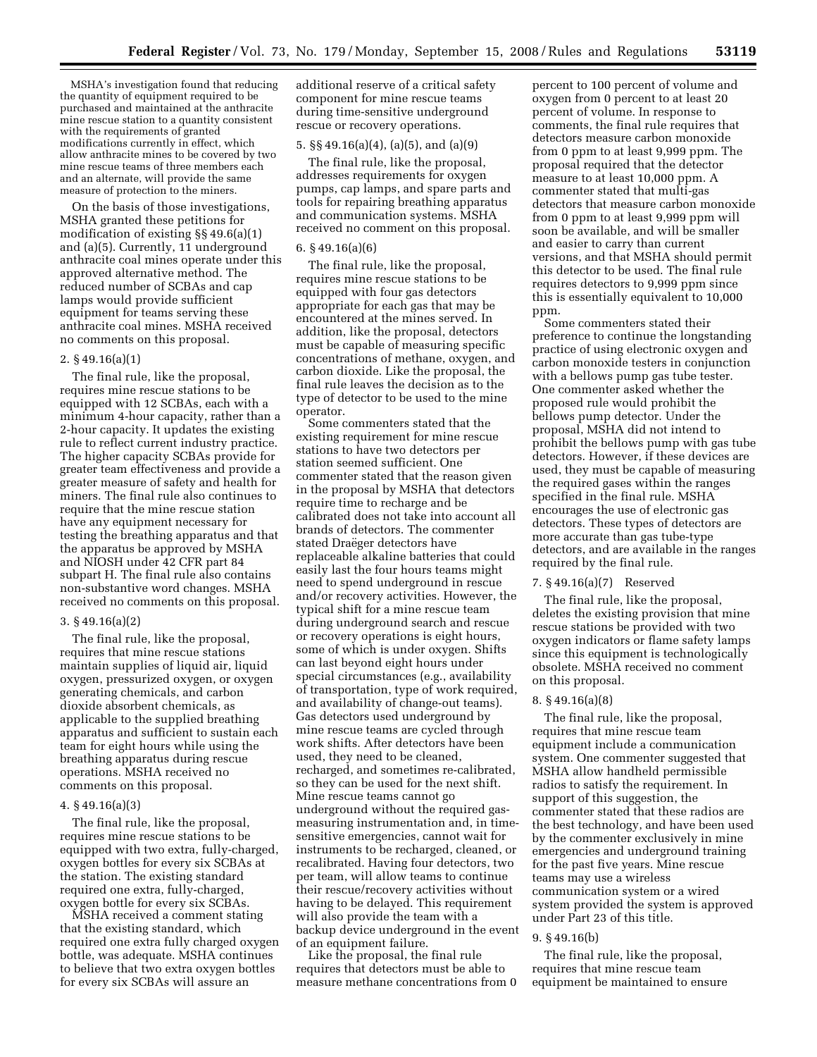MSHA's investigation found that reducing the quantity of equipment required to be purchased and maintained at the anthracite mine rescue station to a quantity consistent with the requirements of granted modifications currently in effect, which allow anthracite mines to be covered by two mine rescue teams of three members each and an alternate, will provide the same measure of protection to the miners.

On the basis of those investigations, MSHA granted these petitions for modification of existing §§ 49.6(a)(1) and (a)(5). Currently, 11 underground anthracite coal mines operate under this approved alternative method. The reduced number of SCBAs and cap lamps would provide sufficient equipment for teams serving these anthracite coal mines. MSHA received no comments on this proposal.

2. § 49.16(a)(1)

The final rule, like the proposal, requires mine rescue stations to be equipped with 12 SCBAs, each with a minimum 4-hour capacity, rather than a 2-hour capacity. It updates the existing rule to reflect current industry practice. The higher capacity SCBAs provide for greater team effectiveness and provide a greater measure of safety and health for miners. The final rule also continues to require that the mine rescue station have any equipment necessary for testing the breathing apparatus and that the apparatus be approved by MSHA and NIOSH under 42 CFR part 84 subpart H. The final rule also contains non-substantive word changes. MSHA received no comments on this proposal.

3. § 49.16(a)(2)

The final rule, like the proposal, requires that mine rescue stations maintain supplies of liquid air, liquid oxygen, pressurized oxygen, or oxygen generating chemicals, and carbon dioxide absorbent chemicals, as applicable to the supplied breathing apparatus and sufficient to sustain each team for eight hours while using the breathing apparatus during rescue operations. MSHA received no comments on this proposal.

4. § 49.16(a)(3)

The final rule, like the proposal, requires mine rescue stations to be equipped with two extra, fully-charged, oxygen bottles for every six SCBAs at the station. The existing standard required one extra, fully-charged, oxygen bottle for every six SCBAs.

MSHA received a comment stating that the existing standard, which required one extra fully charged oxygen bottle, was adequate. MSHA continues to believe that two extra oxygen bottles for every six SCBA will assure an additional reserve of a critical safety component for mine rescue teams during time-sensitive underground rescue or recovery operations.

5. §§ 49.16(a)(4), (a)(5), and (a)(9)

The final rule, like the proposal, addresses requirements for oxygen pumps, cap lamps, and spare parts and tools for repairing breathing apparatus and communication systems. MSHA received no comment on this proposal.

6. § 49.16(a)(6)

The final rule, like the proposal, requires mine rescue stations to be equipped with four gas detectors appropriate for each gas that may be encountered at the mines served. In addition, like the proposal, detectors must be capable of measuring specific concentrations of methane, oxygen, and carbon dioxide. Like the proposal, the final rule leaves the decision as to the type of detector to be used to the mine operator.

Some commenters stated that the existing requirement for mine rescue stations to have two detectors per station seemed sufficient. One commenter stated that the reason given in the proposal by MSHA that detectors require time to recharge and be calibrated does not take into account all brands of detectors. The commenter stated Draëger detectors have replaceable alkaline batteries that could easily last the four hours teams might need to spend underground in rescue and/or recovery activities. However, the typical shift for a mine rescue team during underground search and rescue or recovery operations is eight hours, some of which is under oxygen. Shifts can last beyond eight hours under special circumstances (e.g., availability of transportation, type of work required, and availability of change-out teams). Gas detectors used underground by mine rescue teams are cycled through work shifts. After detectors have been used, they need to be cleaned, recharged, and sometimes re-calibrated, so they can be used for the next shift. Mine rescue teams cannot go underground without the required gas-measuring instrumentation and, in time-sensitive emergencies, cannot wait for instruments to be recharged, cleaned, or recalibrated. Having four detectors, two per team, will allow teams to continue their rescue/recovery activities without having to be delayed. This requirement will also provide the team with a backup device underground in the event of an equipment failure.

Like the proposal, the final rule requires that detectors must be able to measure methane concentrations from 0 percent to 100 percent of volume and oxygen from 0 percent to at least 20 percent of volume. In response to comments, the final rule requires that detectors measure carbon monoxide from 0 ppm to at least 9,999 ppm. The proposal required that the detector measure to at least 10,000 ppm. A commenter stated that multi-gas detectors that measure carbon monoxide from 0 ppm to at least 9,999 ppm will soon be available, and will be smaller and easier to carry than current versions, and that MSHA should permit this detector to be used. The final rule requires detectors to 9,999 ppm since this is essentially equivalent to 10,000 ppm.

Some commenters stated their preference to continue the longstanding practice of using electronic oxygen and carbon monoxide testers in conjunction with a bellows pump gas tube tester. One commenter asked whether the proposed rule would prohibit the bellows pump detector. Under the proposal, MSHA did not intend to prohibit the bellows pump with gas tube detectors. However, if these devices are used, they must be capable of measuring the required gases within the ranges specified in the final rule. MSHA encourages the use of electronic gas detectors. These types of detectors are more accurate than gas tube-type detectors, and are available in the ranges required by the final rule.

7. § 49.16(a)(7) Reserved

The final rule, like the proposal, deletes the existing provision that mine rescue stations be provided with two oxygen indicators or flame safety lamps since this equipment is technologically obsolete. MSHA received no comment on this proposal.

8. § 49.16(a)(8)

The final rule, like the proposal, requires that mine rescue team equipment include a communication system. One commenter suggested that MSHA allow handheld permissible radios to satisfy the requirement. In support of this suggestion, the commenter stated that these radios are the best technology, and have been used by the commenter exclusively in mine emergencies and underground training for the past five years. Mine rescue teams may use a wireless communication system or a wired system provided the system is approved under Part 23 of this title.

9. § 49.16(b)

The final rule, like the proposal, requires that mine rescue team equipment be maintained to ensure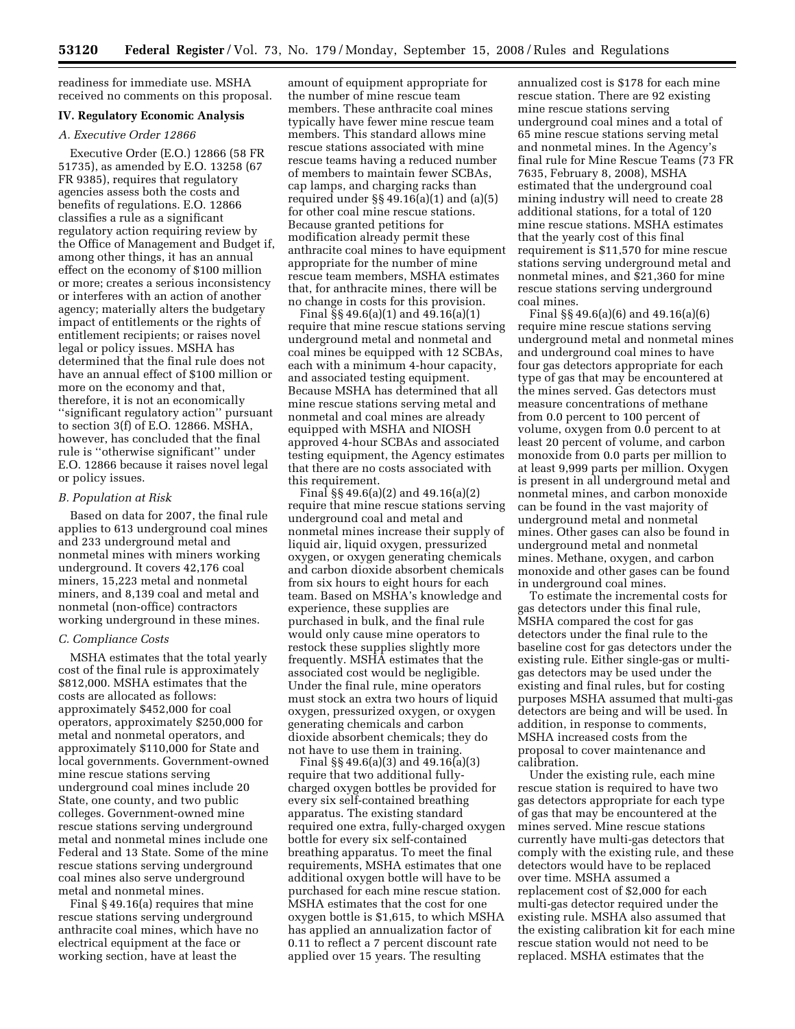readiness for immediate use. MSHA received no comments on this proposal.

## IV. Regulatory Economic Analysis

### A. Executive Order 12866

Executive Order (E.O.) 12866 (58 FR 51735), as amended by E.O. 13258 (67 FR 9385), requires that regulatory agencies assess both the costs and benefits of regulations. E.O. 12866 classifies a rule as a significant regulatory action requiring review by the Office of Management and Budget if, among other things, it has an annual effect on the economy of $100 million or more; creates a serious inconsistency or interferes with an action of another agency; materially alters the budgetary impact of entitlements or the rights of entitlement recipients; or raises novel legal or policy issues. MSHA has determined that the final rule does not have an annual effect of $100 million or more on the economy and that, therefore, it is not an economically ''significant regulatory action'' pursuant to section 3(f) of E.O. 12866. MSHA, however, has concluded that the final rule is ''otherwise significant'' under E.O. 12866 because it raises novel legal or policy issues.

### B. Population at Risk

Based on data for 2007, the final rule applies to 613 underground coal mines and 233 underground metal and nonmetal mines with miners working underground. It covers 42,176 coal miners, 15,223 metal and nonmetal miners, and 8,139 coal and metal and nonmetal (non-office) contractors working underground in these mines.

### C. Compliance Costs

MSHA estimates that the total yearly cost of the final rule is approximately $812,000. MSHA estimates that the costs are allocated as follows: approximately $452,000 for coal operators, approximately $250,000 for metal and nonmetal operators, and approximately $110,000 for State and local governments. Government-owned mine rescue stations serving underground coal mines include 20 State, one county, and two public colleges. Government-owned mine rescue stations serving underground metal and nonmetal mines include one Federal and 13 State. Some of the mine rescue stations serving underground coal mines also serve underground metal and nonmetal mines.

Final § 49.16(a) requires that mine rescue stations serving underground anthracite coal mines, which have no electrical equipment at the face or working section, have at least the amount of equipment appropriate for the number of mine rescue team members. These anthracite coal mines typically have fewer mine rescue team members. This standard allows mine rescue stations associated with mine rescue teams having a reduced number of members to maintain fewer SCBAs, cap lamps, and charging racks than required under §§ 49.16(a)(1) and (a)(5) for other coal mine rescue stations. Because granted petitions for modification already permit these anthracite coal mines to have equipment appropriate for the number of mine rescue team members, MSHA estimates that, for anthracite mines, there will be no change in costs for this provision.

Final §§ 49.6(a)(1) and 49.16(a)(1) require that mine rescue stations serving underground metal and nonmetal and coal mines be equipped with 12 SCBAs, each with a minimum 4-hour capacity, and associated testing equipment. Because MSHA has determined that all mine rescue stations serving metal and nonmetal and coal mines are already equipped with MSHA and NIOSH approved 4-hour SCBAs and associated testing equipment, the Agency estimates that there are no costs associated with this requirement.

Final §§ 49.6(a)(2) and 49.16(a)(2) require that mine rescue stations serving underground coal and metal and nonmetal mines increase their supply of liquid air, liquid oxygen, pressurized oxygen, or oxygen generating chemicals and carbon dioxide absorbent chemicals from six hours to eight hours for each team. Based on MSHA's knowledge and experience, these supplies are purchased in bulk, and the final rule would only cause mine operators to restock these supplies slightly more frequently. MSHA estimates that the associated cost would be negligible. Under the final rule, mine operators must stock an extra two hours of liquid oxygen, pressurized oxygen, or oxygen generating chemicals and carbon dioxide absorbent chemicals; they do not have to use them in training.

Final §§ 49.6(a)(3) and 49.16(a)(3) require that two additional fully-charged oxygen bottles be provided for every six self-contained breathing apparatus. The existing standard required one extra, fully-charged oxygen bottle for every six self-contained breathing apparatus. To meet the final requirements, MSHA estimates that one additional oxygen bottle will have to be purchased for each mine rescue station. MSHA estimates that the cost for one oxygen bottle is $1,615, to which MSHA has applied an annualization factor of 0.11 to reflect a 7 percent discount rate applied over 15 years. The resulting annualized cost is $178 for each mine rescue station. There are 92 existing mine rescue stations serving underground coal mines and a total of 65 mine rescue stations serving metal and nonmetal mines. In the Agency's final rule for Mine Rescue Teams (73 FR 7635, February 8, 2008), MSHA estimated that the underground coal mining industry will need to create 28 additional stations, for a total of 120 mine rescue stations. MSHA estimates that the yearly cost of this final requirement is $11,570 for mine rescue stations serving underground metal and nonmetal mines, and $21,360 for mine rescue stations serving underground coal mines.

Final §§ 49.6(a)(6) and 49.16(a)(6) require mine rescue stations serving underground metal and nonmetal mines and underground coal mines to have four gas detectors appropriate for each type of gas that may be encountered at the mines served. Gas detectors must measure concentrations of methane from 0.0 percent to 100 percent of volume, oxygen from 0.0 percent to at least 20 percent of volume, and carbon monoxide from 0.0 parts per million to at least 9,999 parts per million. Oxygen is present in all underground metal and nonmetal mines, and carbon monoxide can be found in the vast majority of underground metal and nonmetal mines. Other gases can also be found in underground metal and nonmetal mines. Methane, oxygen, and carbon monoxide and other gases can be found in underground coal mines.

To estimate the incremental costs for gas detectors under this final rule, MSHA compared the cost for gas detectors under the final rule to the baseline cost for gas detectors under the existing rule. Either single-gas or multi-gas detectors may be used under the existing and final rules, but for costing purposes MSHA assumed that multi-gas detectors are being and will be used. In addition, in response to comments, MSHA increased costs from the proposal to cover maintenance and calibration.

Under the existing rule, each mine rescue station is required to have two gas detectors appropriate for each type of gas that may be encountered at the mines served. Mine rescue stations currently have multi-gas detectors that comply with the existing rule, and these detectors would have to be replaced over time. MSHA assumed a replacement cost of $2,000 for each multi-gas detector required under the existing rule. MSHA also assumed that the existing calibration kit for each mine rescue station would not need to be replaced. MSHA estimates that the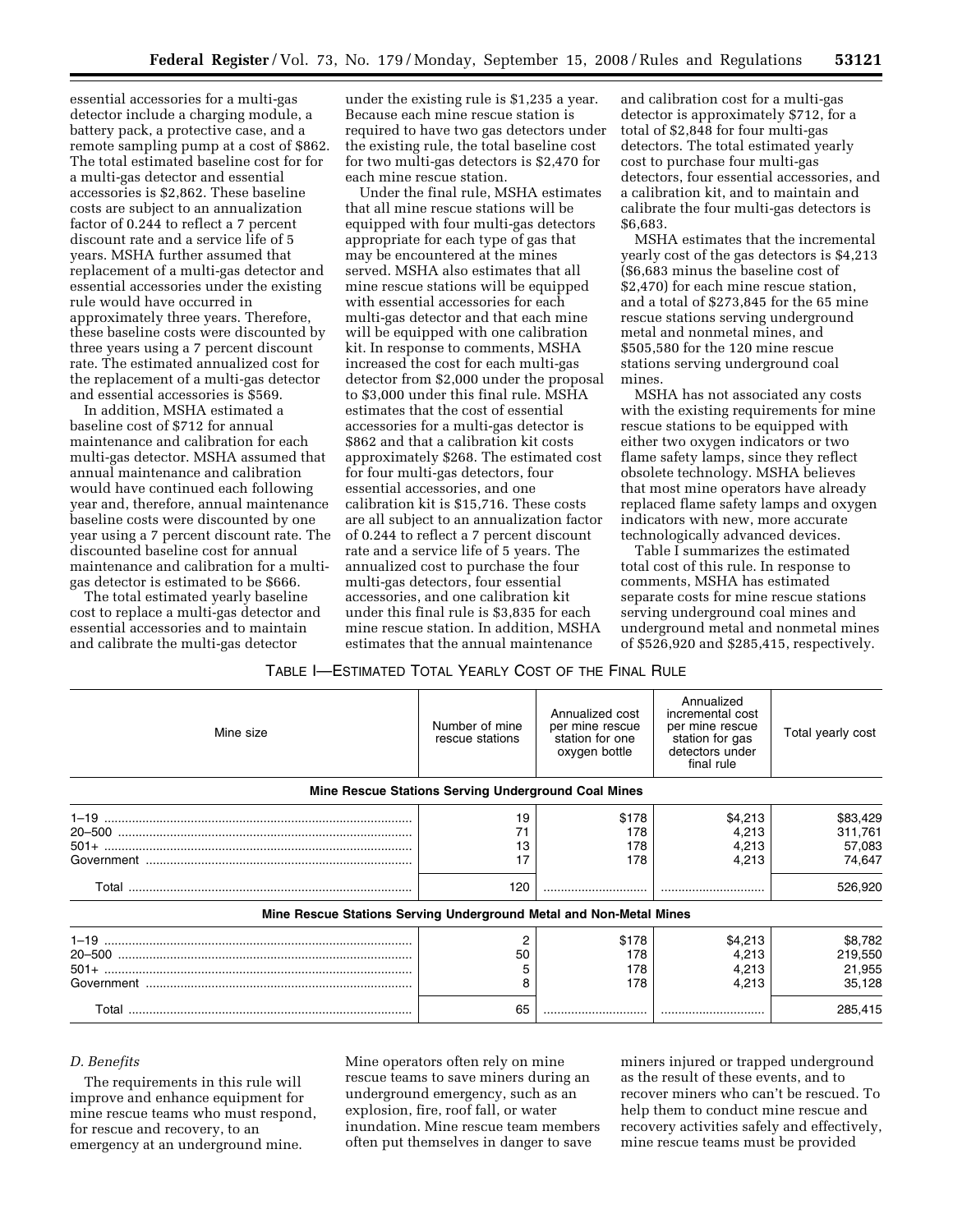essential accessories for a multi-gas detector include a charging module, a battery pack, a protective case, and a remote sampling pump at a cost of $862. The total estimated baseline cost for for a multi-gas detector and essential accessories is $2,862. These baseline costs are subject to an annualization factor of 0.244 to reflect a 7 percent discount rate and a service life of 5 years. MSHA further assumed that replacement of a multi-gas detector and essential accessories under the existing rule would have occurred in approximately three years. Therefore, these baseline costs were discounted by three years using a 7 percent discount rate. The estimated annualized cost for the replacement of a multi-gas detector and essential accessories is $569.

In addition, MSHA estimated a baseline cost of $712 for annual maintenance and calibration for each multi-gas detector. MSHA assumed that annual maintenance and calibration would have continued each following year and, therefore, annual maintenance baseline costs were discounted by one year using a 7 percent discount rate. The discounted baseline cost for annual maintenance and calibration for a multi-gas detector is estimated to be $666.

The total estimated yearly baseline cost to replace a multi-gas detector and essential accessories and to maintain and calibrate the multi-gas detector under the existing rule is $1,235 a year. Because each mine rescue station is required to have two gas detectors under the existing rule, the total baseline cost for two multi-gas detectors is $2,470 for each mine rescue station.

Under the final rule, MSHA estimates that all mine rescue stations will be equipped with four multi-gas detectors appropriate for each type of gas that may be encountered at the mines served. MSHA also estimates that all mine rescue stations will be equipped with essential accessories for each multi-gas detector and that each mine will be equipped with one calibration kit. In response to comments, MSHA increased the cost for each multi-gas detector from $2,000 under the proposal to $3,000 under this final rule. MSHA estimates that the cost of essential accessories for a multi-gas detector is $862 and that a calibration kit costs approximately $268. The estimated cost for four multi-gas detectors, four essential accessories, and one calibration kit is $15,716. These costs are all subject to an annualization factor of 0.244 to reflect a 7 percent discount rate and a service life of 5 years. The annualized cost to purchase the four multi-gas detectors, four essential accessories, and one calibration kit under this final rule is $3,835 for each mine rescue station. In addition, MSHA estimates that the annual maintenance and calibration cost for a multi-gas detector is approximately $712, for a total of $2,848 for four multi-gas detectors. The total estimated yearly cost to purchase four multi-gas detectors, four essential accessories, and a calibration kit, and to maintain and calibrate the four multi-gas detectors is $6,683.

MSHA estimates that the incremental yearly cost of the gas detectors is $4,213 ($6,683 minus the baseline cost of $2,470) for each mine rescue station, and a total of $273,845 for the 65 mine rescue stations serving underground metal and nonmetal mines, and $505,580 for the 120 mine rescue stations serving underground coal mines.

MSHA has not associated any costs with the existing requirements for mine rescue stations to be equipped with either two oxygen indicators or two flame safety lamps, since they reflect obsolete technology. MSHA believes that most mine operators have already replaced flame safety lamps and oxygen indicators with new, more accurate technologically advanced devices.

Table I summarizes the estimated total cost of this rule. In response to comments, MSHA has estimated separate costs for mine rescue stations serving underground coal mines and underground metal and nonmetal mines of $526,920 and $285,415, respectively.

TABLE I—ESTIMATED TOTAL YEARLY COST OF THE FINAL RULE

| Mine size | Number of mine rescue stations | Annualized cost per mine rescue station for one oxygen bottle | Annualized incremental cost per mine rescue station for gas detectors under final rule | Total yearly cost |
|---|---|---|---|---|
| **Mine Rescue Stations Serving Underground Coal Mines** | | | | |
| 1–19 | 19 | $178 | $4,213 | $83,429 |
| 20–500 | 71 | 178 | 4,213 | 311,761 |
| 501+ | 13 | 178 | 4,213 | 57,083 |
| Government | 17 | 178 | 4,213 | 74,647 |
| Total | 120 | | | 526,920 |
| **Mine Rescue Stations Serving Underground Metal and Non-Metal Mines** | | | | |
| 1–19 | 2 | $178 | $4,213 | $8,782 |
| 20–500 | 50 | 178 | 4,213 | 219,550 |
| 501+ | 5 | 178 | 4,213 | 21,955 |
| Government | 8 | 178 | 4,213 | 35,128 |
| Total | 65 | | | 285,415 |

### *D. Benefits*

The requirements in this rule will improve and enhance equipment for mine rescue teams who must respond, for rescue and recovery, to an emergency at an underground mine. Mine operators often rely on mine rescue teams to save miners during an underground emergency, such as an explosion, fire, roof fall, or water inundation. Mine rescue team members often put themselves in danger to save miners injured or trapped underground as the result of these events, and to recover miners who can't be rescued. To help them to conduct mine rescue and recovery activities safely and effectively, mine rescue teams must be provided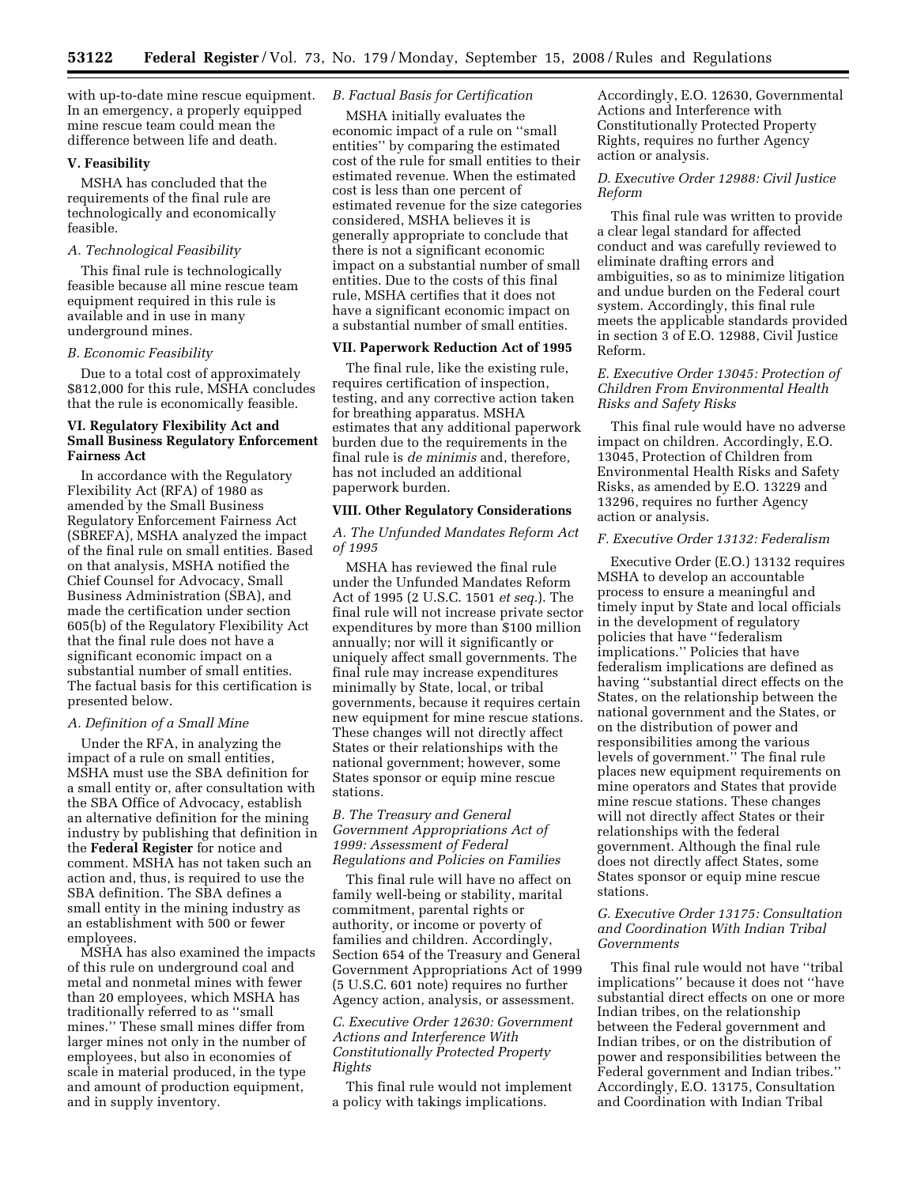with up-to-date mine rescue equipment. In an emergency, a properly equipped mine rescue team could mean the difference between life and death.

## V. Feasibility

MSHA has concluded that the requirements of the final rule are technologically and economically feasible.

### *A. Technological Feasibility*

This final rule is technologically feasible because all mine rescue team equipment required in this rule is available and in use in many underground mines.

### *B. Economic Feasibility*

Due to a total cost of approximately $812,000 for this rule, MSHA concludes that the rule is economically feasible.

## VI. Regulatory Flexibility Act and Small Business Regulatory Enforcement Fairness Act

In accordance with the Regulatory Flexibility Act (RFA) of 1980 as amended by the Small Business Regulatory Enforcement Fairness Act (SBREFA), MSHA analyzed the impact of the final rule on small entities. Based on that analysis, MSHA notified the Chief Counsel for Advocacy, Small Business Administration (SBA), and made the certification under section 605(b) of the Regulatory Flexibility Act that the final rule does not have a significant economic impact on a substantial number of small entities. The factual basis for this certification is presented below.

### *A. Definition of a Small Mine*

Under the RFA, in analyzing the impact of a rule on small entities, MSHA must use the SBA definition for a small entity or, after consultation with the SBA Office of Advocacy, establish an alternative definition for the mining industry by publishing that definition in the **Federal Register** for notice and comment. MSHA has not taken such an action and, thus, is required to use the SBA definition. The SBA defines a small entity in the mining industry as an establishment with 500 or fewer employees.

MSHA has also examined the impacts of this rule on underground coal and metal and nonmetal mines with fewer than 20 employees, which MSHA has traditionally referred to as ''small mines.'' These small mines differ from larger mines not only in the number of employees, but also in economies of scale in material produced, in the type and amount of production equipment, and in supply inventory.

### *B. Factual Basis for Certification*

MSHA initially evaluates the economic impact of a rule on ''small entities'' by comparing the estimated cost of the rule for small entities to their estimated revenue. When the estimated cost is less than one percent of estimated revenue for the size categories considered, MSHA believes it is generally appropriate to conclude that there is not a significant economic impact on a substantial number of small entities. Due to the costs of this final rule, MSHA certifies that it does not have a significant economic impact on a substantial number of small entities.

## VII. Paperwork Reduction Act of 1995

The final rule, like the existing rule, requires certification of inspection, testing, and any corrective action taken for breathing apparatus. MSHA estimates that any additional paperwork burden due to the requirements in the final rule is *de minimis* and, therefore, has not included an additional paperwork burden.

## VIII. Other Regulatory Considerations

### *A. The Unfunded Mandates Reform Act of 1995*

MSHA has reviewed the final rule under the Unfunded Mandates Reform Act of 1995 (2 U.S.C. 1501 *et seq.*). The final rule will not increase private sector expenditures by more than $100 million annually; nor will it significantly or uniquely affect small governments. The final rule may increase expenditures minimally by State, local, or tribal governments, because it requires certain new equipment for mine rescue stations. These changes will not directly affect States or their relationships with the national government; however, some States sponsor or equip mine rescue stations.

### *B. The Treasury and General Government Appropriations Act of 1999: Assessment of Federal Regulations and Policies on Families*

This final rule will have no affect on family well-being or stability, marital commitment, parental rights or authority, or income or poverty of families and children. Accordingly, Section 654 of the Treasury and General Government Appropriations Act of 1999 (5 U.S.C. 601 note) requires no further Agency action, analysis, or assessment.

### *C. Executive Order 12630: Government Actions and Interference With Constitutionally Protected Property Rights*

This final rule would not implement a policy with takings implications. Accordingly, E.O. 12630, Governmental Actions and Interference with Constitutionally Protected Property Rights, requires no further Agency action or analysis.

### *D. Executive Order 12988: Civil Justice Reform*

This final rule was written to provide a clear legal standard for affected conduct and was carefully reviewed to eliminate drafting errors and ambiguities, so as to minimize litigation and undue burden on the Federal court system. Accordingly, this final rule meets the applicable standards provided in section 3 of E.O. 12988, Civil Justice Reform.

### *E. Executive Order 13045: Protection of Children From Environmental Health Risks and Safety Risks*

This final rule would have no adverse impact on children. Accordingly, E.O. 13045, Protection of Children from Environmental Health Risks and Safety Risks, as amended by E.O. 13229 and 13296, requires no further Agency action or analysis.

### *F. Executive Order 13132: Federalism*

Executive Order (E.O.) 13132 requires MSHA to develop an accountable process to ensure a meaningful and timely input by State and local officials in the development of regulatory policies that have ''federalism implications.'' Policies that have federalism implications are defined as having ''substantial direct effects on the States, on the relationship between the national government and the States, or on the distribution of power and responsibilities among the various levels of government.'' The final rule places new equipment requirements on mine operators and States that provide mine rescue stations. These changes will not directly affect States or their relationships with the federal government. Although the final rule does not directly affect States, some States sponsor or equip mine rescue stations.

### *G. Executive Order 13175: Consultation and Coordination With Indian Tribal Governments*

This final rule would not have ''tribal implications'' because it does not ''have substantial direct effects on one or more Indian tribes, on the relationship between the Federal government and Indian tribes, or on the distribution of power and responsibilities between the Federal government and Indian tribes.'' Accordingly, E.O. 13175, Consultation and Coordination with Indian Tribal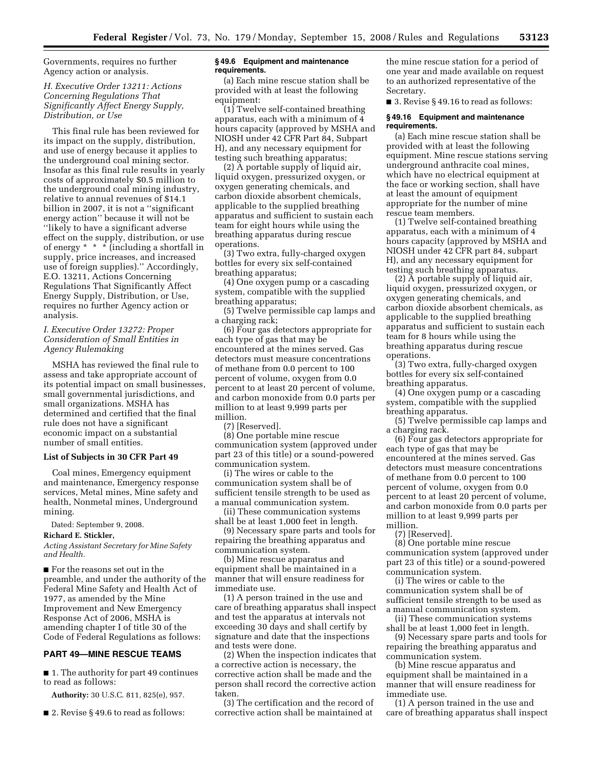Governments, requires no further Agency action or analysis.

### *H. Executive Order 13211: Actions Concerning Regulations That Significantly Affect Energy Supply, Distribution, or Use*

This final rule has been reviewed for its impact on the supply, distribution, and use of energy because it applies to the underground coal mining sector. Insofar as this final rule results in yearly costs of approximately $0.5 million to the underground coal mining industry, relative to annual revenues of $14.1 billion in 2007, it is not a ''significant energy action'' because it will not be ''likely to have a significant adverse effect on the supply, distribution, or use of energy * * * (including a shortfall in supply, price increases, and increased use of foreign supplies).'' Accordingly, E.O. 13211, Actions Concerning Regulations That Significantly Affect Energy Supply, Distribution, or Use, requires no further Agency action or analysis.

### *I. Executive Order 13272: Proper Consideration of Small Entities in Agency Rulemaking*

MSHA has reviewed the final rule to assess and take appropriate account of its potential impact on small businesses, small governmental jurisdictions, and small organizations. MSHA has determined and certified that the final rule does not have a significant economic impact on a substantial number of small entities.

**List of Subjects in 30 CFR Part 49**

Coal mines, Emergency equipment and maintenance, Emergency response services, Metal mines, Mine safety and health, Nonmetal mines, Underground mining.

Dated: September 9, 2008.

**Richard E. Stickler,**

*Acting Assistant Secretary for Mine Safety and Health.*

■ For the reasons set out in the preamble, and under the authority of the Federal Mine Safety and Health Act of 1977, as amended by the Mine Improvement and New Emergency Response Act of 2006, MSHA is amending chapter I of title 30 of the Code of Federal Regulations as follows:

## PART 49—MINE RESCUE TEAMS

■ 1. The authority for part 49 continues to read as follows:

**Authority:** 30 U.S.C. 811, 825(e), 957.

■ 2. Revise § 49.6 to read as follows:

**§ 49.6 Equipment and maintenance requirements.**

(a) Each mine rescue station shall be provided with at least the following equipment:

(1) Twelve self-contained breathing apparatus, each with a minimum of 4 hours capacity (approved by MSHA and NIOSH under 42 CFR Part 84, Subpart H), and any necessary equipment for testing such breathing apparatus;

(2) A portable supply of liquid air, liquid oxygen, pressurized oxygen, or oxygen generating chemicals, and carbon dioxide absorbent chemicals, applicable to the supplied breathing apparatus and sufficient to sustain each team for eight hours while using the breathing apparatus during rescue operations.

(3) Two extra, fully-charged oxygen bottles for every six self-contained breathing apparatus;

(4) One oxygen pump or a cascading system, compatible with the supplied breathing apparatus;

(5) Twelve permissible cap lamps and a charging rack;

(6) Four gas detectors appropriate for each type of gas that may be encountered at the mines served. Gas detectors must measure concentrations of methane from 0.0 percent to 100 percent of volume, oxygen from 0.0 percent to at least 20 percent of volume, and carbon monoxide from 0.0 parts per million to at least 9,999 parts per million.

(7) [Reserved].

(8) One portable mine rescue communication system (approved under part 23 of this title) or a sound-powered communication system.

(i) The wires or cable to the communication system shall be of sufficient tensile strength to be used as a manual communication system.

(ii) These communication systems shall be at least 1,000 feet in length.

(9) Necessary spare parts and tools for repairing the breathing apparatus and communication system.

(b) Mine rescue apparatus and equipment shall be maintained in a manner that will ensure readiness for immediate use.

(1) A person trained in the use and care of breathing apparatus shall inspect and test the apparatus at intervals not exceeding 30 days and shall certify by signature and date that the inspections and tests were done.

(2) When the inspection indicates that a corrective action is necessary, the corrective action shall be made and the person shall record the corrective action taken.

(3) The certification and the record of corrective action shall be maintained at the mine rescue station for a period of one year and made available on request to an authorized representative of the Secretary.

■ 3. Revise § 49.16 to read as follows:

**§ 49.16 Equipment and maintenance requirements.**

(a) Each mine rescue station shall be provided with at least the following equipment. Mine rescue stations serving underground anthracite coal mines, which have no electrical equipment at the face or working section, shall have at least the amount of equipment appropriate for the number of mine rescue team members.

(1) Twelve self-contained breathing apparatus, each with a minimum of 4 hours capacity (approved by MSHA and NIOSH under 42 CFR part 84, subpart H), and any necessary equipment for testing such breathing apparatus.

(2) A portable supply of liquid air, liquid oxygen, pressurized oxygen, or oxygen generating chemicals, and carbon dioxide absorbent chemicals, as applicable to the supplied breathing apparatus and sufficient to sustain each team for 8 hours while using the breathing apparatus during rescue operations.

(3) Two extra, fully-charged oxygen bottles for every six self-contained breathing apparatus.

(4) One oxygen pump or a cascading system, compatible with the supplied breathing apparatus.

(5) Twelve permissible cap lamps and a charging rack.

(6) Four gas detectors appropriate for each type of gas that may be encountered at the mines served. Gas detectors must measure concentrations of methane from 0.0 percent to 100 percent of volume, oxygen from 0.0 percent to at least 20 percent of volume, and carbon monoxide from 0.0 parts per million to at least 9,999 parts per million.

(7) [Reserved].

(8) One portable mine rescue communication system (approved under part 23 of this title) or a sound-powered communication system.

(i) The wires or cable to the communication system shall be of sufficient tensile strength to be used as a manual communication system.

(ii) These communication systems shall be at least 1,000 feet in length.

(9) Necessary spare parts and tools for repairing the breathing apparatus and communication system.

(b) Mine rescue apparatus and equipment shall be maintained in a manner that will ensure readiness for immediate use.

(1) A person trained in the use and care of breathing apparatus shall inspect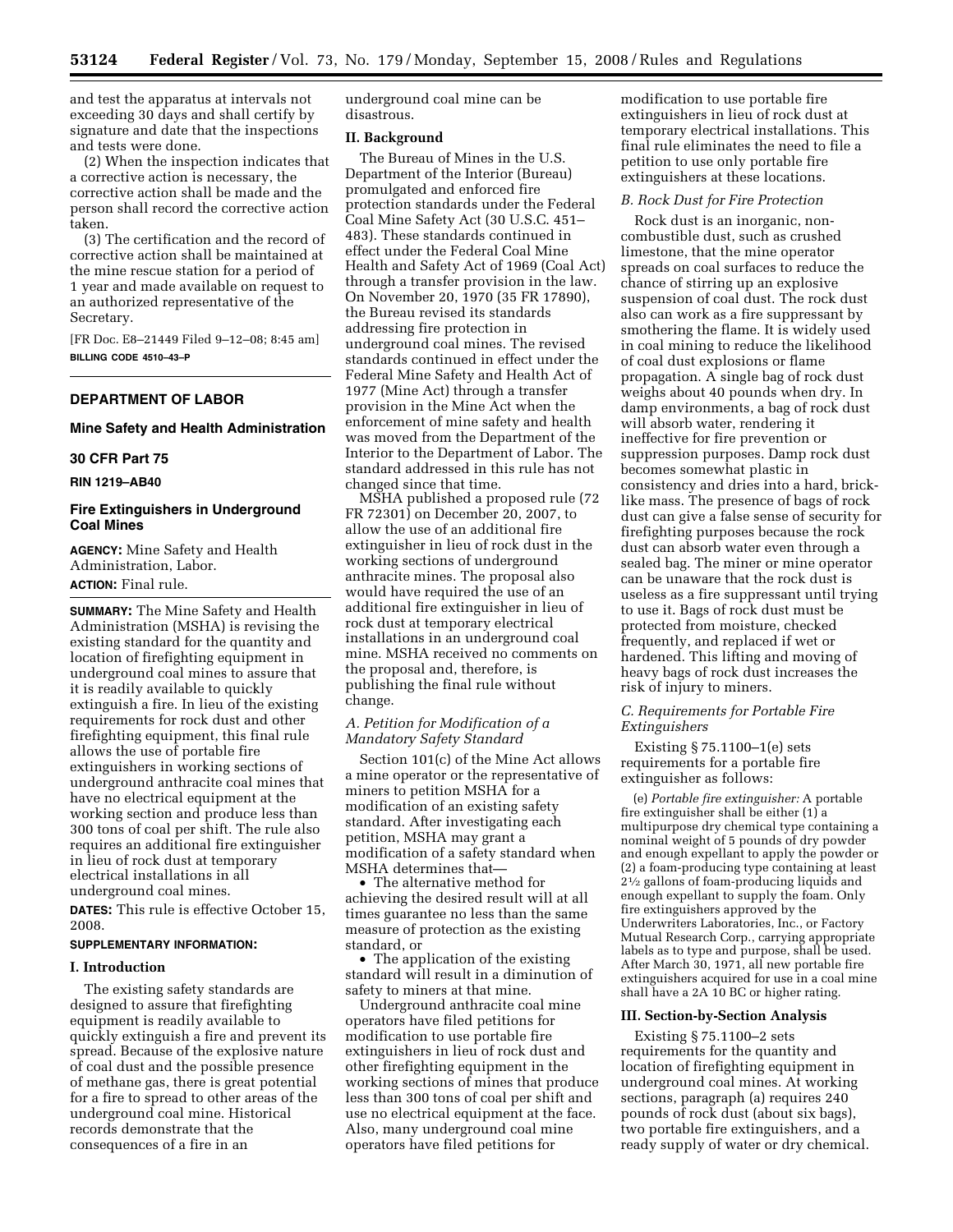and test the apparatus at intervals not exceeding 30 days and shall certify by signature and date that the inspections and tests were done.

(2) When the inspection indicates that a corrective action is necessary, the corrective action shall be made and the person shall record the corrective action taken.

(3) The certification and the record of corrective action shall be maintained at the mine rescue station for a period of 1 year and made available on request to an authorized representative of the Secretary.

[FR Doc. E8–21449 Filed 9–12–08; 8:45 am]

**BILLING CODE 4510–43–P**

---

## DEPARTMENT OF LABOR

### Mine Safety and Health Administration

### 30 CFR Part 75

### RIN 1219–AB40

### Fire Extinguishers in Underground Coal Mines

**AGENCY:** Mine Safety and Health Administration, Labor.

**ACTION:** Final rule.

---

**SUMMARY:** The Mine Safety and Health Administration (MSHA) is revising the existing standard for the quantity and location of firefighting equipment in underground coal mines to assure that it is readily available to quickly extinguish a fire. In lieu of the existing requirements for rock dust and other firefighting equipment, this final rule allows the use of portable fire extinguishers in working sections of underground anthracite coal mines that have no electrical equipment at the working section and produce less than 300 tons of coal per shift. The rule also requires an additional fire extinguisher in lieu of rock dust at temporary electrical installations in all underground coal mines.

**DATES:** This rule is effective October 15, 2008.

**SUPPLEMENTARY INFORMATION:**

#### I. Introduction

The existing safety standards are designed to assure that firefighting equipment is readily available to quickly extinguish a fire and prevent its spread. Because of the explosive nature of coal dust and the possible presence of methane gas, there is great potential for a fire to spread to other areas of the underground coal mine. Historical records demonstrate that the consequences of a fire in an underground coal mine can be disastrous.

#### II. Background

The Bureau of Mines in the U.S. Department of the Interior (Bureau) promulgated and enforced fire protection standards under the Federal Coal Mine Safety Act (30 U.S.C. 451–483). These standards continued in effect under the Federal Coal Mine Health and Safety Act of 1969 (Coal Act) through a transfer provision in the law. On November 20, 1970 (35 FR 17890), the Bureau revised its standards addressing fire protection in underground coal mines. The revised standards continued in effect under the Federal Mine Safety and Health Act of 1977 (Mine Act) through a transfer provision in the Mine Act when the enforcement of mine safety and health was moved from the Department of the Interior to the Department of Labor. The standard addressed in this rule has not changed since that time.

MSHA published a proposed rule (72 FR 72301) on December 20, 2007, to allow the use of an additional fire extinguisher in lieu of rock dust in the working sections of underground anthracite mines. The proposal also would have required the use of an additional fire extinguisher in lieu of rock dust at temporary electrical installations in an underground coal mine. MSHA received no comments on the proposal and, therefore, is publishing the final rule without change.

##### *A. Petition for Modification of a Mandatory Safety Standard*

Section 101(c) of the Mine Act allows a mine operator or the representative of miners to petition MSHA for a modification of an existing safety standard. After investigating each petition, MSHA may grant a modification of a safety standard when MSHA determines that—

- The alternative method for achieving the desired result will at all times guarantee no less than the same measure of protection as the existing standard, or
- The application of the existing standard will result in a diminution of safety to miners at that mine.

Underground anthracite coal mine operators have filed petitions for modification to use portable fire extinguishers in lieu of rock dust and other firefighting equipment in the working sections of mines that produce less than 300 tons of coal per shift and use no electrical equipment at the face. Also, many underground coal mine operators have filed petitions for modification to use portable fire extinguishers in lieu of rock dust at temporary electrical installations. This final rule eliminates the need to file a petition to use only portable fire extinguishers at these locations.

##### *B. Rock Dust for Fire Protection*

Rock dust is an inorganic, non-combustible dust, such as crushed limestone, that the mine operator spreads on coal surfaces to reduce the chance of stirring up an explosive suspension of coal dust. The rock dust also can work as a fire suppressant by smothering the flame. It is widely used in coal mining to reduce the likelihood of coal dust explosions or flame propagation. A single bag of rock dust weighs about 40 pounds when dry. In damp environments, a bag of rock dust will absorb water, rendering it ineffective for fire prevention or suppression purposes. Damp rock dust becomes somewhat plastic in consistency and dries into a hard, brick-like mass. The presence of bags of rock dust can give a false sense of security for firefighting purposes because the rock dust can absorb water even through a sealed bag. The miner or mine operator can be unaware that the rock dust is useless as a fire suppressant until trying to use it. Bags of rock dust must be protected from moisture, checked frequently, and replaced if wet or hardened. This lifting and moving of heavy bags of rock dust increases the risk of injury to miners.

##### *C. Requirements for Portable Fire Extinguishers*

Existing § 75.1100–1(e) sets requirements for a portable fire extinguisher as follows:

> (e) *Portable fire extinguisher:* A portable fire extinguisher shall be either (1) a multipurpose dry chemical type containing a nominal weight of 5 pounds of dry powder and enough expellant to apply the powder or (2) a foam-producing type containing at least 2½ gallons of foam-producing liquids and enough expellant to supply the foam. Only fire extinguishers approved by the Underwriters Laboratories, Inc., or Factory Mutual Research Corp., carrying appropriate labels as to type and purpose, shall be used. After March 30, 1971, all new portable fire extinguishers acquired for use in a coal mine shall have a 2A 10 BC or higher rating.

#### III. Section-by-Section Analysis

Existing § 75.1100–2 sets requirements for the quantity and location of firefighting equipment in underground coal mines. At working sections, paragraph (a) requires 240 pounds of rock dust (about six bags), two portable fire extinguishers, and a ready supply of water or dry chemical.